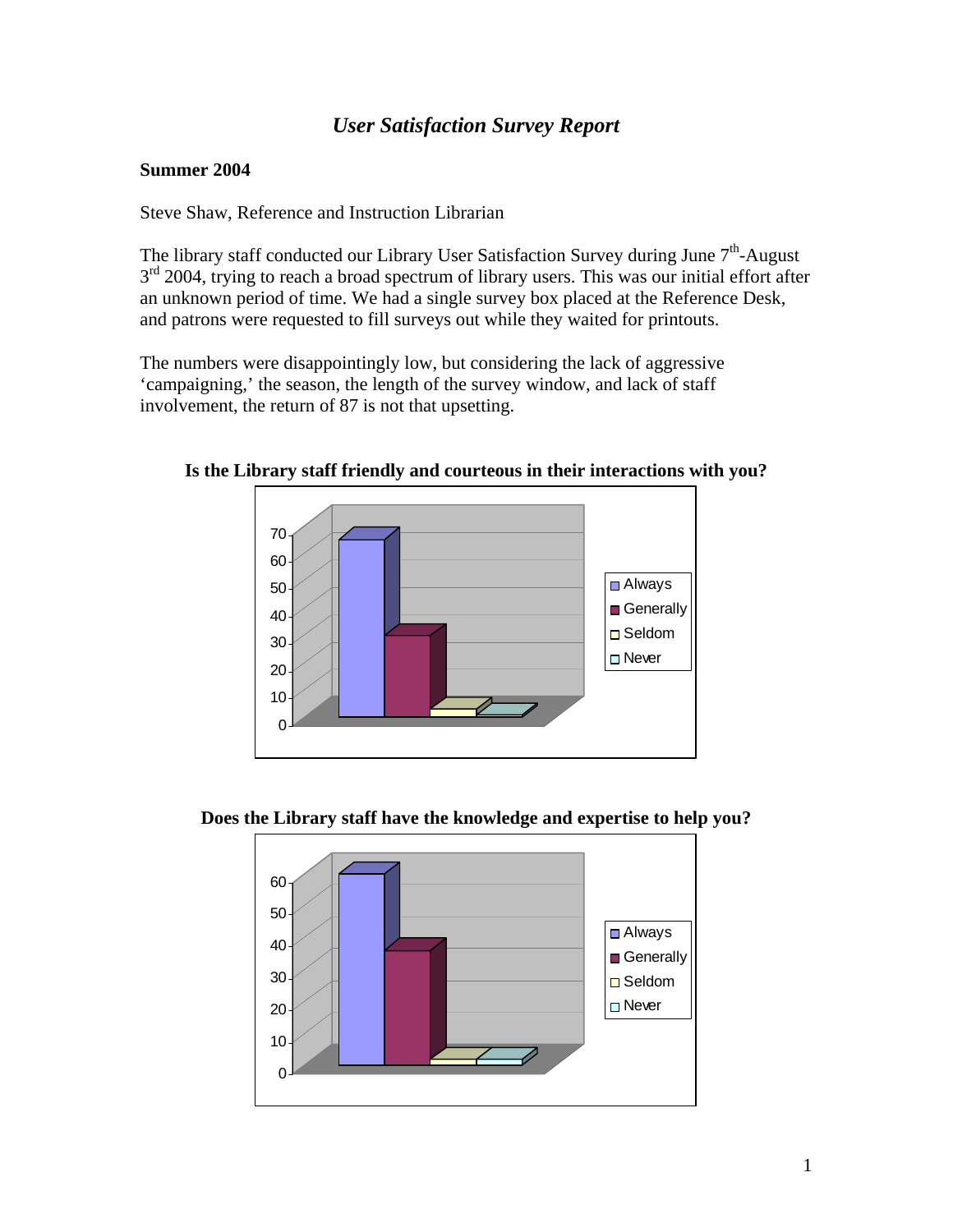# *User Satisfaction Survey Report*

**Summer 2004**

Steve Shaw, Reference and Instruction Librarian

The library staff conducted our Library User Satisfaction Survey during June 7th-August 3rd 2004, trying to reach a broad spectrum of library users. This was our initial effort after an unknown period of time. We had a single survey box placed at the Reference Desk, and patrons were requested to fill surveys out while they waited for printouts.

The numbers were disappointingly low, but considering the lack of aggressive 'campaigning,' the season, the length of the survey window, and lack of staff involvement, the return of 87 is not that upsetting.

**Is the Library staff friendly and courteous in their interactions with you?**

**Does the Library staff have the knowledge and expertise to help you?**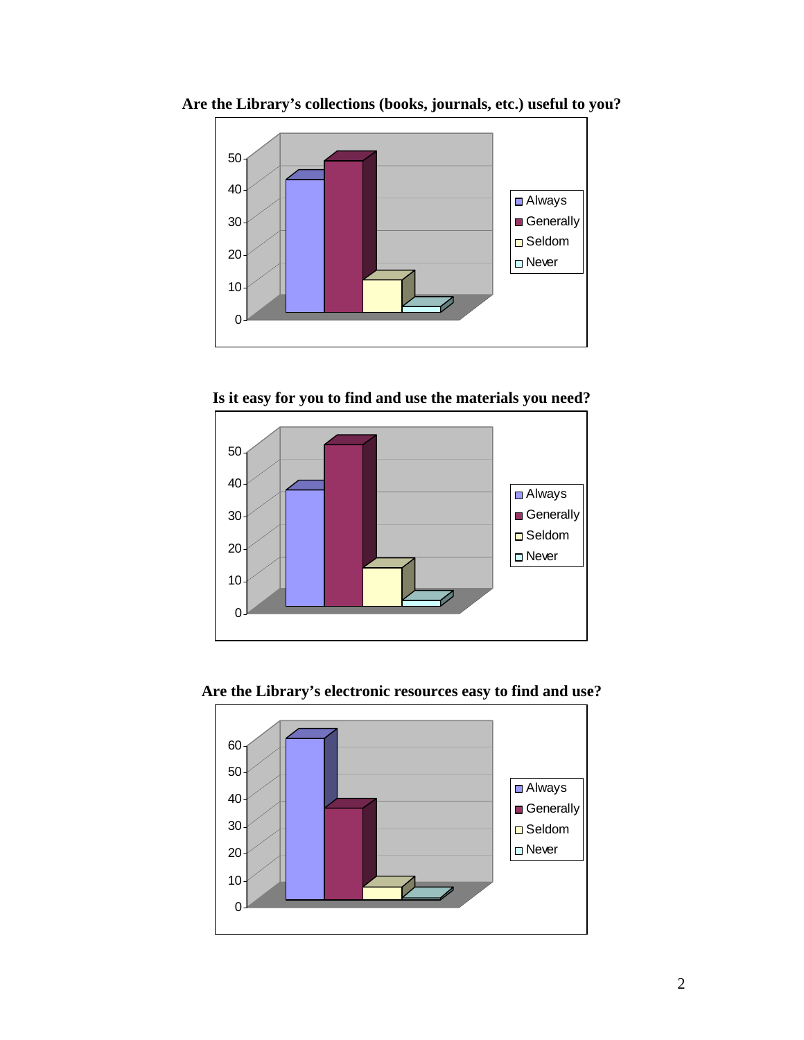**Are the Library's collections (books, journals, etc.) useful to you?**

**Is it easy for you to find and use the materials you need?**

**Are the Library's electronic resources easy to find and use?**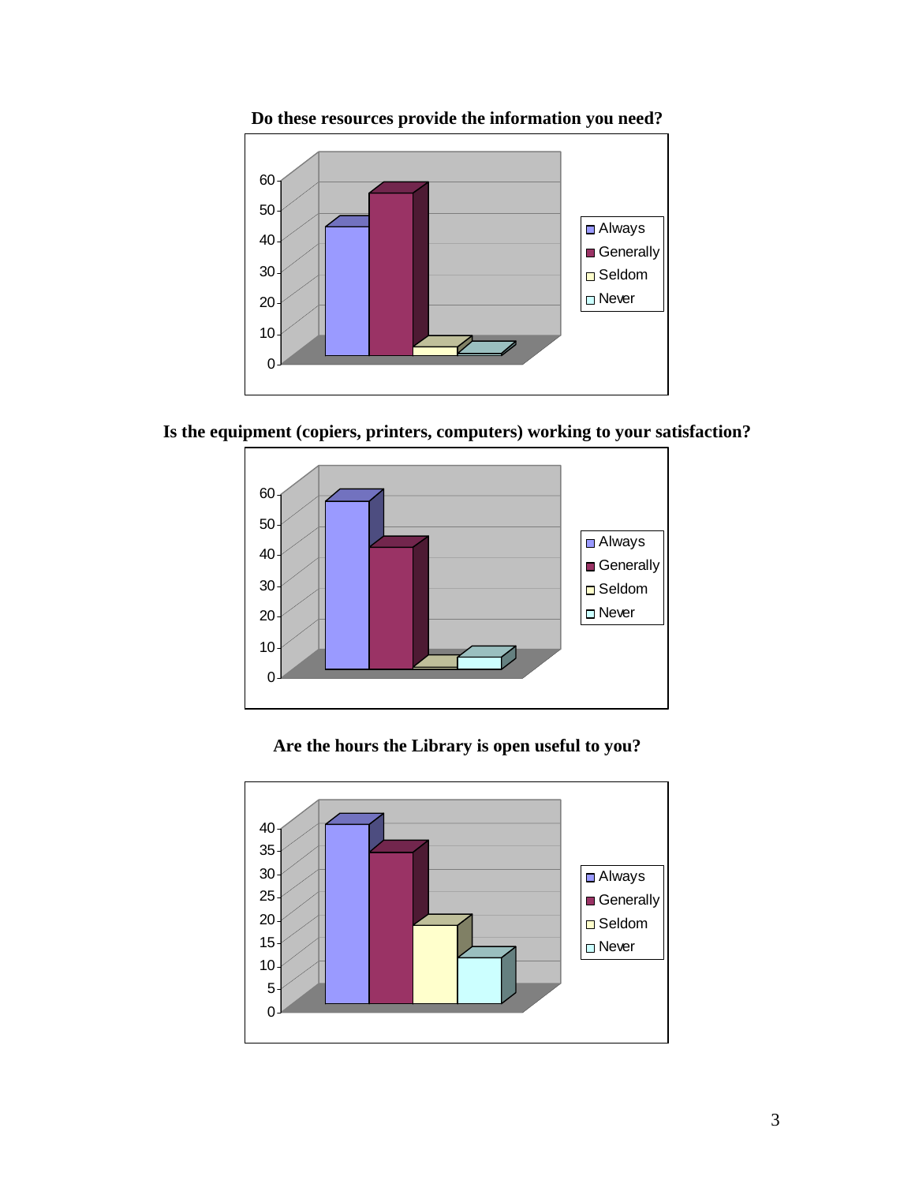**Do these resources provide the information you need?**

Always
Generally
Seldom
Never

**Is the equipment (copiers, printers, computers) working to your satisfaction?**

Always
Generally
Seldom
Never

**Are the hours the Library is open useful to you?**

Always
Generally
Seldom
Never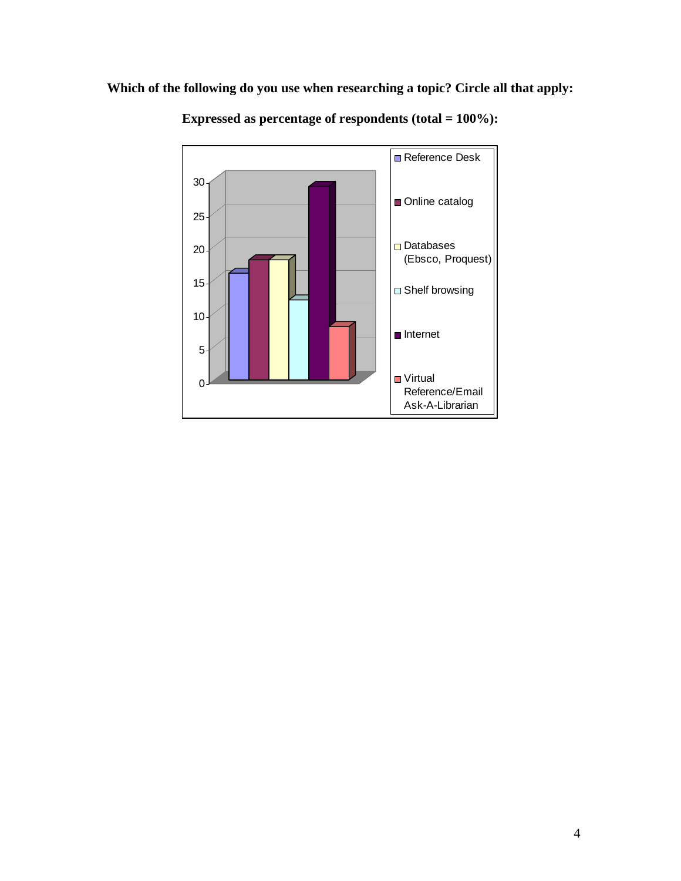**Which of the following do you use when researching a topic? Circle all that apply:**

**Expressed as percentage of respondents (total = 100%):**

30
25
20
15
10
5
0

Reference Desk
Online catalog
Databases (Ebsco, Proquest)
Shelf browsing
Internet
Virtual Reference/Email Ask-A-Librarian